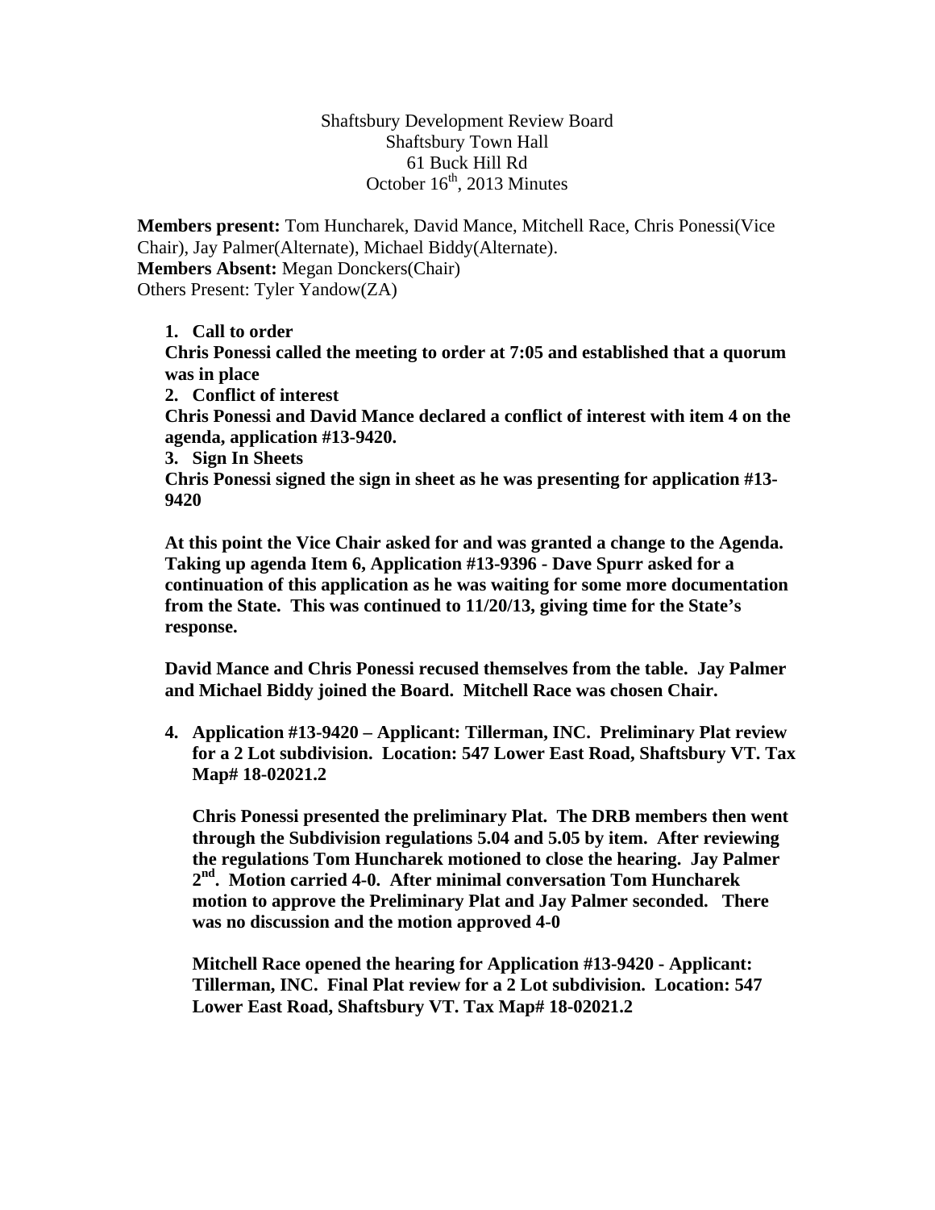Shaftsbury Development Review Board
Shaftsbury Town Hall
61 Buck Hill Rd
October 16th, 2013 Minutes

**Members present:** Tom Huncharek, David Mance, Mitchell Race, Chris Ponessi(Vice Chair), Jay Palmer(Alternate), Michael Biddy(Alternate).
**Members Absent:** Megan Donckers(Chair)
Others Present: Tyler Yandow(ZA)

1. **Call to order**
**Chris Ponessi called the meeting to order at 7:05 and established that a quorum was in place**
2. **Conflict of interest**
**Chris Ponessi and David Mance declared a conflict of interest with item 4 on the agenda, application #13-9420.**
3. **Sign In Sheets**
**Chris Ponessi signed the sign in sheet as he was presenting for application #13-9420**

**At this point the Vice Chair asked for and was granted a change to the Agenda. Taking up agenda Item 6, Application #13-9396 - Dave Spurr asked for a continuation of this application as he was waiting for some more documentation from the State. This was continued to 11/20/13, giving time for the State's response.**

**David Mance and Chris Ponessi recused themselves from the table. Jay Palmer and Michael Biddy joined the Board. Mitchell Race was chosen Chair.**

4. **Application #13-9420 – Applicant: Tillerman, INC. Preliminary Plat review for a 2 Lot subdivision. Location: 547 Lower East Road, Shaftsbury VT. Tax Map# 18-02021.2**

**Chris Ponessi presented the preliminary Plat. The DRB members then went through the Subdivision regulations 5.04 and 5.05 by item. After reviewing the regulations Tom Huncharek motioned to close the hearing. Jay Palmer 2nd. Motion carried 4-0. After minimal conversation Tom Huncharek motion to approve the Preliminary Plat and Jay Palmer seconded. There was no discussion and the motion approved 4-0**

**Mitchell Race opened the hearing for Application #13-9420 - Applicant: Tillerman, INC. Final Plat review for a 2 Lot subdivision. Location: 547 Lower East Road, Shaftsbury VT. Tax Map# 18-02021.2**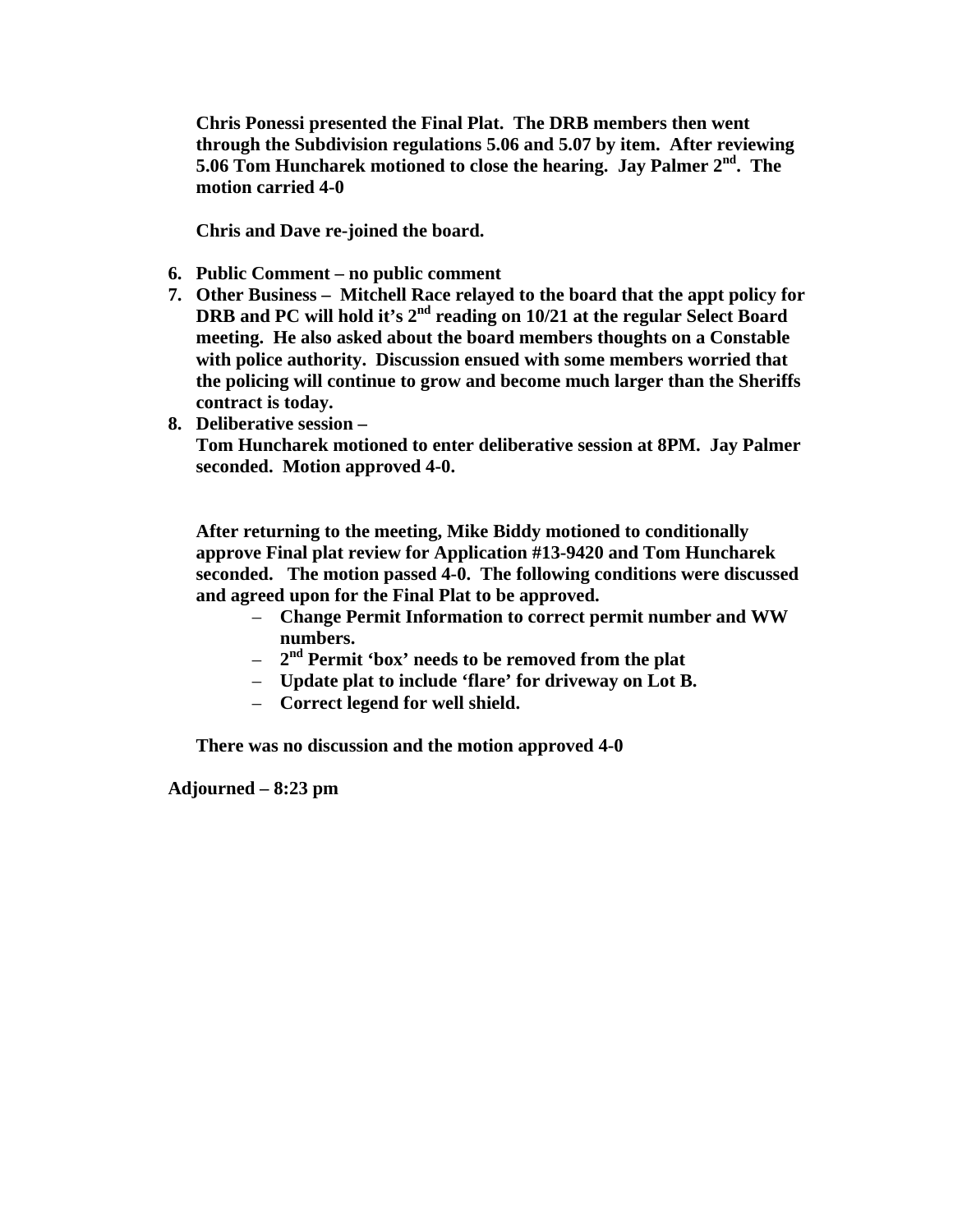**Chris Ponessi presented the Final Plat. The DRB members then went through the Subdivision regulations 5.06 and 5.07 by item. After reviewing 5.06 Tom Huncharek motioned to close the hearing. Jay Palmer 2nd. The motion carried 4-0**

**Chris and Dave re-joined the board.**

6. **Public Comment – no public comment**
7. **Other Business – Mitchell Race relayed to the board that the appt policy for DRB and PC will hold it's 2nd reading on 10/21 at the regular Select Board meeting. He also asked about the board members thoughts on a Constable with police authority. Discussion ensued with some members worried that the policing will continue to grow and become much larger than the Sheriffs contract is today.**
8. **Deliberative session –**
   **Tom Huncharek motioned to enter deliberative session at 8PM. Jay Palmer seconded. Motion approved 4-0.**

   **After returning to the meeting, Mike Biddy motioned to conditionally approve Final plat review for Application #13-9420 and Tom Huncharek seconded. The motion passed 4-0. The following conditions were discussed and agreed upon for the Final Plat to be approved.**

   - **Change Permit Information to correct permit number and WW numbers.**
   - **2nd Permit 'box' needs to be removed from the plat**
   - **Update plat to include 'flare' for driveway on Lot B.**
   - **Correct legend for well shield.**

   **There was no discussion and the motion approved 4-0**

**Adjourned – 8:23 pm**